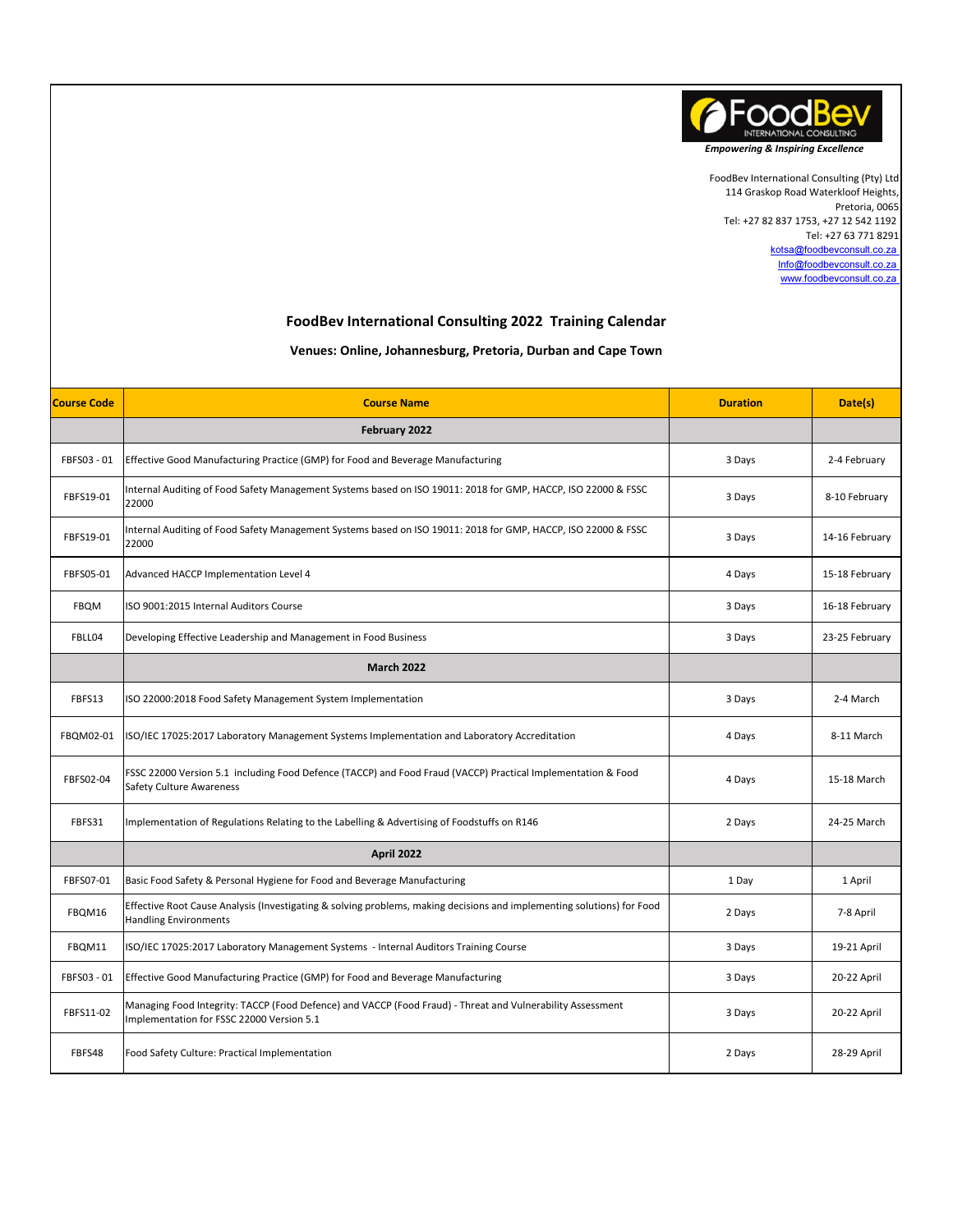FoodBev INTERNATIONAL CONSULTING

*Empowering & Inspiring Excellence*

FoodBev International Consulting (Pty) Ltd
114 Graskop Road Waterkloof Heights,
Pretoria, 0065
Tel: +27 82 837 1753, +27 12 542 1192
Tel: +27 63 771 8291
kotsa@foodbevconsult.co.za
Info@foodbevconsult.co.za
www.foodbevconsult.co.za

## FoodBev International Consulting 2022 Training Calendar

**Venues: Online, Johannesburg, Pretoria, Durban and Cape Town**

| Course Code | Course Name | Duration | Date(s) |
|---|---|---|---|
| | **February 2022** | | |
| FBFS03 - 01 | Effective Good Manufacturing Practice (GMP) for Food and Beverage Manufacturing | 3 Days | 2-4 February |
| FBFS19-01 | Internal Auditing of Food Safety Management Systems based on ISO 19011: 2018 for GMP, HACCP, ISO 22000 & FSSC 22000 | 3 Days | 8-10 February |
| FBFS19-01 | Internal Auditing of Food Safety Management Systems based on ISO 19011: 2018 for GMP, HACCP, ISO 22000 & FSSC 22000 | 3 Days | 14-16 February |
| FBFS05-01 | Advanced HACCP Implementation Level 4 | 4 Days | 15-18 February |
| FBQM | ISO 9001:2015 Internal Auditors Course | 3 Days | 16-18 February |
| FBLL04 | Developing Effective Leadership and Management in Food Business | 3 Days | 23-25 February |
| | **March 2022** | | |
| FBFS13 | ISO 22000:2018 Food Safety Management System Implementation | 3 Days | 2-4 March |
| FBQM02-01 | ISO/IEC 17025:2017 Laboratory Management Systems Implementation and Laboratory Accreditation | 4 Days | 8-11 March |
| FBFS02-04 | FSSC 22000 Version 5.1 including Food Defence (TACCP) and Food Fraud (VACCP) Practical Implementation & Food Safety Culture Awareness | 4 Days | 15-18 March |
| FBFS31 | Implementation of Regulations Relating to the Labelling & Advertising of Foodstuffs on R146 | 2 Days | 24-25 March |
| | **April 2022** | | |
| FBFS07-01 | Basic Food Safety & Personal Hygiene for Food and Beverage Manufacturing | 1 Day | 1 April |
| FBQM16 | Effective Root Cause Analysis (Investigating & solving problems, making decisions and implementing solutions) for Food Handling Environments | 2 Days | 7-8 April |
| FBQM11 | ISO/IEC 17025:2017 Laboratory Management Systems - Internal Auditors Training Course | 3 Days | 19-21 April |
| FBFS03 - 01 | Effective Good Manufacturing Practice (GMP) for Food and Beverage Manufacturing | 3 Days | 20-22 April |
| FBFS11-02 | Managing Food Integrity: TACCP (Food Defence) and VACCP (Food Fraud) - Threat and Vulnerability Assessment Implementation for FSSC 22000 Version 5.1 | 3 Days | 20-22 April |
| FBFS48 | Food Safety Culture: Practical Implementation | 2 Days | 28-29 April |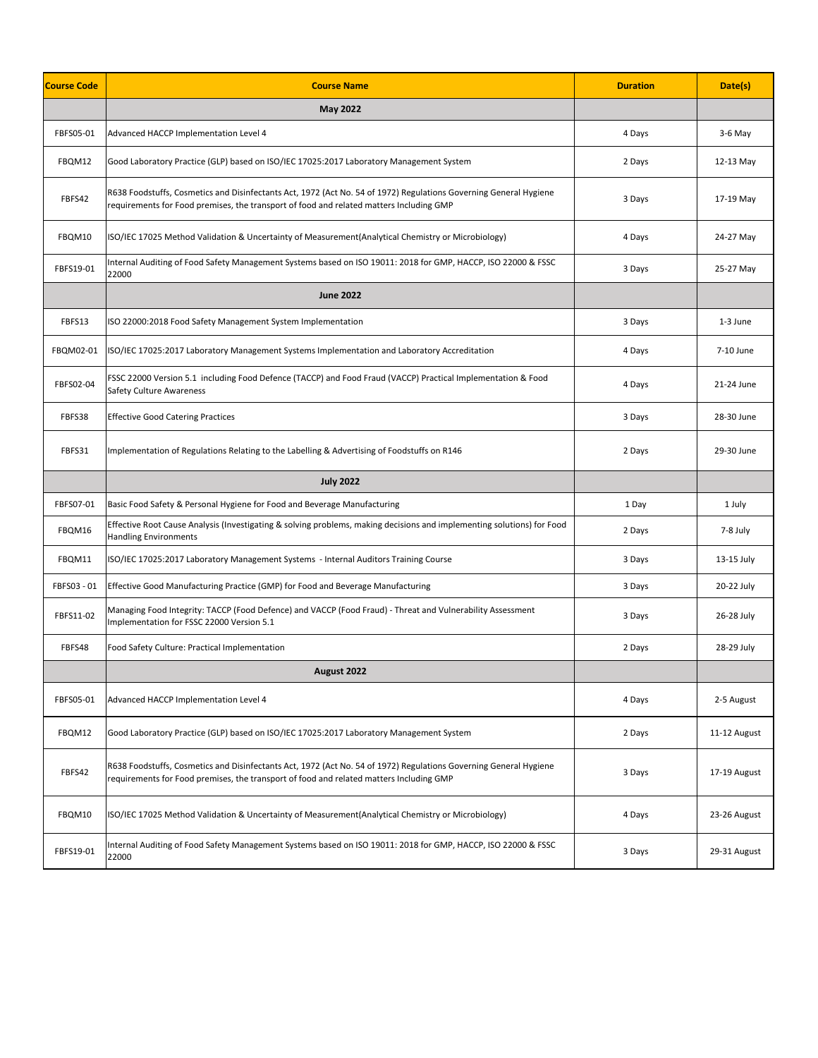| Course Code | Course Name | Duration | Date(s) |
|---|---|---|---|
| | **May 2022** | | |
| FBFS05-01 | Advanced HACCP Implementation Level 4 | 4 Days | 3-6 May |
| FBQM12 | Good Laboratory Practice (GLP) based on ISO/IEC 17025:2017 Laboratory Management System | 2 Days | 12-13 May |
| FBFS42 | R638 Foodstuffs, Cosmetics and Disinfectants Act, 1972 (Act No. 54 of 1972) Regulations Governing General Hygiene requirements for Food premises, the transport of food and related matters Including GMP | 3 Days | 17-19 May |
| FBQM10 | ISO/IEC 17025 Method Validation & Uncertainty of Measurement(Analytical Chemistry or Microbiology) | 4 Days | 24-27 May |
| FBFS19-01 | Internal Auditing of Food Safety Management Systems based on ISO 19011: 2018 for GMP, HACCP, ISO 22000 & FSSC 22000 | 3 Days | 25-27 May |
| | **June 2022** | | |
| FBFS13 | ISO 22000:2018 Food Safety Management System Implementation | 3 Days | 1-3 June |
| FBQM02-01 | ISO/IEC 17025:2017 Laboratory Management Systems Implementation and Laboratory Accreditation | 4 Days | 7-10 June |
| FBFS02-04 | FSSC 22000 Version 5.1 including Food Defence (TACCP) and Food Fraud (VACCP) Practical Implementation & Food Safety Culture Awareness | 4 Days | 21-24 June |
| FBFS38 | Effective Good Catering Practices | 3 Days | 28-30 June |
| FBFS31 | Implementation of Regulations Relating to the Labelling & Advertising of Foodstuffs on R146 | 2 Days | 29-30 June |
| | **July 2022** | | |
| FBFS07-01 | Basic Food Safety & Personal Hygiene for Food and Beverage Manufacturing | 1 Day | 1 July |
| FBQM16 | Effective Root Cause Analysis (Investigating & solving problems, making decisions and implementing solutions) for Food Handling Environments | 2 Days | 7-8 July |
| FBQM11 | ISO/IEC 17025:2017 Laboratory Management Systems - Internal Auditors Training Course | 3 Days | 13-15 July |
| FBFS03 - 01 | Effective Good Manufacturing Practice (GMP) for Food and Beverage Manufacturing | 3 Days | 20-22 July |
| FBFS11-02 | Managing Food Integrity: TACCP (Food Defence) and VACCP (Food Fraud) - Threat and Vulnerability Assessment Implementation for FSSC 22000 Version 5.1 | 3 Days | 26-28 July |
| FBFS48 | Food Safety Culture: Practical Implementation | 2 Days | 28-29 July |
| | **August 2022** | | |
| FBFS05-01 | Advanced HACCP Implementation Level 4 | 4 Days | 2-5 August |
| FBQM12 | Good Laboratory Practice (GLP) based on ISO/IEC 17025:2017 Laboratory Management System | 2 Days | 11-12 August |
| FBFS42 | R638 Foodstuffs, Cosmetics and Disinfectants Act, 1972 (Act No. 54 of 1972) Regulations Governing General Hygiene requirements for Food premises, the transport of food and related matters Including GMP | 3 Days | 17-19 August |
| FBQM10 | ISO/IEC 17025 Method Validation & Uncertainty of Measurement(Analytical Chemistry or Microbiology) | 4 Days | 23-26 August |
| FBFS19-01 | Internal Auditing of Food Safety Management Systems based on ISO 19011: 2018 for GMP, HACCP, ISO 22000 & FSSC 22000 | 3 Days | 29-31 August |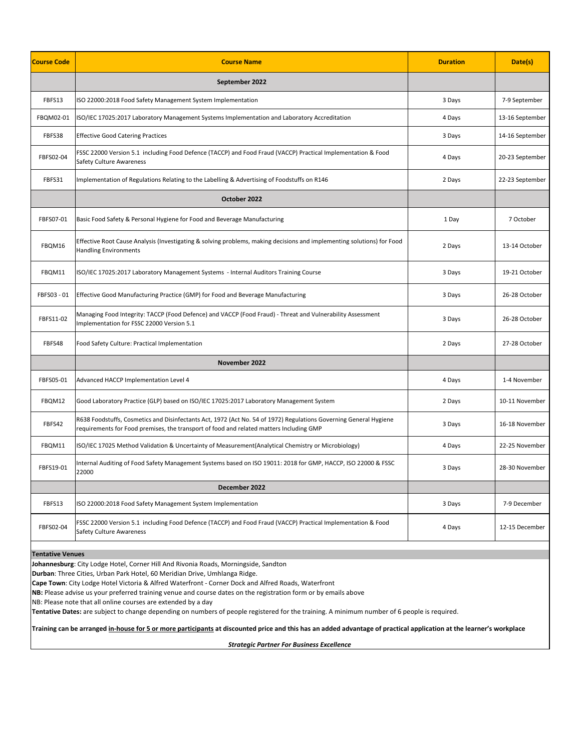| Course Code | Course Name | Duration | Date(s) |
|---|---|---|---|
| | **September 2022** | | |
| FBFS13 | ISO 22000:2018 Food Safety Management System Implementation | 3 Days | 7-9 September |
| FBQM02-01 | ISO/IEC 17025:2017 Laboratory Management Systems Implementation and Laboratory Accreditation | 4 Days | 13-16 September |
| FBFS38 | Effective Good Catering Practices | 3 Days | 14-16 September |
| FBFS02-04 | FSSC 22000 Version 5.1 including Food Defence (TACCP) and Food Fraud (VACCP) Practical Implementation & Food Safety Culture Awareness | 4 Days | 20-23 September |
| FBFS31 | Implementation of Regulations Relating to the Labelling & Advertising of Foodstuffs on R146 | 2 Days | 22-23 September |
| | **October 2022** | | |
| FBFS07-01 | Basic Food Safety & Personal Hygiene for Food and Beverage Manufacturing | 1 Day | 7 October |
| FBQM16 | Effective Root Cause Analysis (Investigating & solving problems, making decisions and implementing solutions) for Food Handling Environments | 2 Days | 13-14 October |
| FBQM11 | ISO/IEC 17025:2017 Laboratory Management Systems - Internal Auditors Training Course | 3 Days | 19-21 October |
| FBFS03 - 01 | Effective Good Manufacturing Practice (GMP) for Food and Beverage Manufacturing | 3 Days | 26-28 October |
| FBFS11-02 | Managing Food Integrity: TACCP (Food Defence) and VACCP (Food Fraud) - Threat and Vulnerability Assessment Implementation for FSSC 22000 Version 5.1 | 3 Days | 26-28 October |
| FBFS48 | Food Safety Culture: Practical Implementation | 2 Days | 27-28 October |
| | **November 2022** | | |
| FBFS05-01 | Advanced HACCP Implementation Level 4 | 4 Days | 1-4 November |
| FBQM12 | Good Laboratory Practice (GLP) based on ISO/IEC 17025:2017 Laboratory Management System | 2 Days | 10-11 November |
| FBFS42 | R638 Foodstuffs, Cosmetics and Disinfectants Act, 1972 (Act No. 54 of 1972) Regulations Governing General Hygiene requirements for Food premises, the transport of food and related matters Including GMP | 3 Days | 16-18 November |
| FBQM11 | ISO/IEC 17025 Method Validation & Uncertainty of Measurement(Analytical Chemistry or Microbiology) | 4 Days | 22-25 November |
| FBFS19-01 | Internal Auditing of Food Safety Management Systems based on ISO 19011: 2018 for GMP, HACCP, ISO 22000 & FSSC 22000 | 3 Days | 28-30 November |
| | **December 2022** | | |
| FBFS13 | ISO 22000:2018 Food Safety Management System Implementation | 3 Days | 7-9 December |
| FBFS02-04 | FSSC 22000 Version 5.1 including Food Defence (TACCP) and Food Fraud (VACCP) Practical Implementation & Food Safety Culture Awareness | 4 Days | 12-15 December |

**Tentative Venues**

**Johannesburg**: City Lodge Hotel, Corner Hill And Rivonia Roads, Morningside, Sandton
**Durban**: Three Cities, Urban Park Hotel, 60 Meridian Drive, Umhlanga Ridge.
**Cape Town**: City Lodge Hotel Victoria & Alfred Waterfront - Corner Dock and Alfred Roads, Waterfront
**NB:** Please advise us your preferred training venue and course dates on the registration form or by emails above
NB: Please note that all online courses are extended by a day
**Tentative Dates:** are subject to change depending on numbers of people registered for the training. A minimum number of 6 people is required.

**Training can be arranged in-house for 5 or more participants at discounted price and this has an added advantage of practical application at the learner's workplace**

***Strategic Partner For Business Excellence***